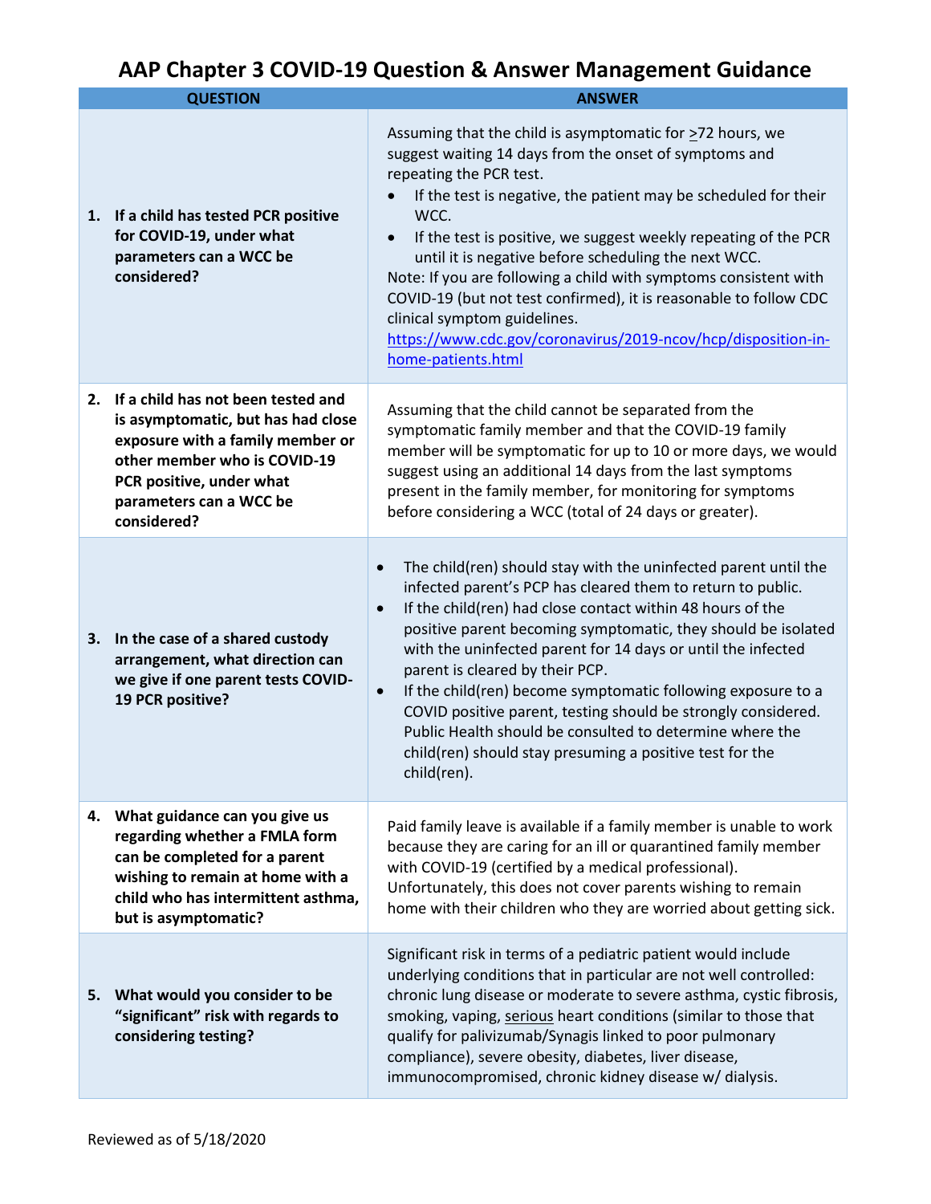# AAP Chapter 3 COVID-19 Question & Answer Management Guidance

| QUESTION | ANSWER |
|---|---|
| **1. If a child has tested PCR positive for COVID-19, under what parameters can a WCC be considered?** | Assuming that the child is asymptomatic for >72 hours, we suggest waiting 14 days from the onset of symptoms and repeating the PCR test.<br>• If the test is negative, the patient may be scheduled for their WCC.<br>• If the test is positive, we suggest weekly repeating of the PCR until it is negative before scheduling the next WCC.<br>Note: If you are following a child with symptoms consistent with COVID-19 (but not test confirmed), it is reasonable to follow CDC clinical symptom guidelines. https://www.cdc.gov/coronavirus/2019-ncov/hcp/disposition-in-home-patients.html |
| **2. If a child has not been tested and is asymptomatic, but has had close exposure with a family member or other member who is COVID-19 PCR positive, under what parameters can a WCC be considered?** | Assuming that the child cannot be separated from the symptomatic family member and that the COVID-19 family member will be symptomatic for up to 10 or more days, we would suggest using an additional 14 days from the last symptoms present in the family member, for monitoring for symptoms before considering a WCC (total of 24 days or greater). |
| **3. In the case of a shared custody arrangement, what direction can we give if one parent tests COVID-19 PCR positive?** | • The child(ren) should stay with the uninfected parent until the infected parent's PCP has cleared them to return to public.<br>• If the child(ren) had close contact within 48 hours of the positive parent becoming symptomatic, they should be isolated with the uninfected parent for 14 days or until the infected parent is cleared by their PCP.<br>• If the child(ren) become symptomatic following exposure to a COVID positive parent, testing should be strongly considered. Public Health should be consulted to determine where the child(ren) should stay presuming a positive test for the child(ren). |
| **4. What guidance can you give us regarding whether a FMLA form can be completed for a parent wishing to remain at home with a child who has intermittent asthma, but is asymptomatic?** | Paid family leave is available if a family member is unable to work because they are caring for an ill or quarantined family member with COVID-19 (certified by a medical professional). Unfortunately, this does not cover parents wishing to remain home with their children who they are worried about getting sick. |
| **5. What would you consider to be "significant" risk with regards to considering testing?** | Significant risk in terms of a pediatric patient would include underlying conditions that in particular are not well controlled: chronic lung disease or moderate to severe asthma, cystic fibrosis, smoking, vaping, <u>serious</u> heart conditions (similar to those that qualify for palivizumab/Synagis linked to poor pulmonary compliance), severe obesity, diabetes, liver disease, immunocompromised, chronic kidney disease w/ dialysis. |

Reviewed as of 5/18/2020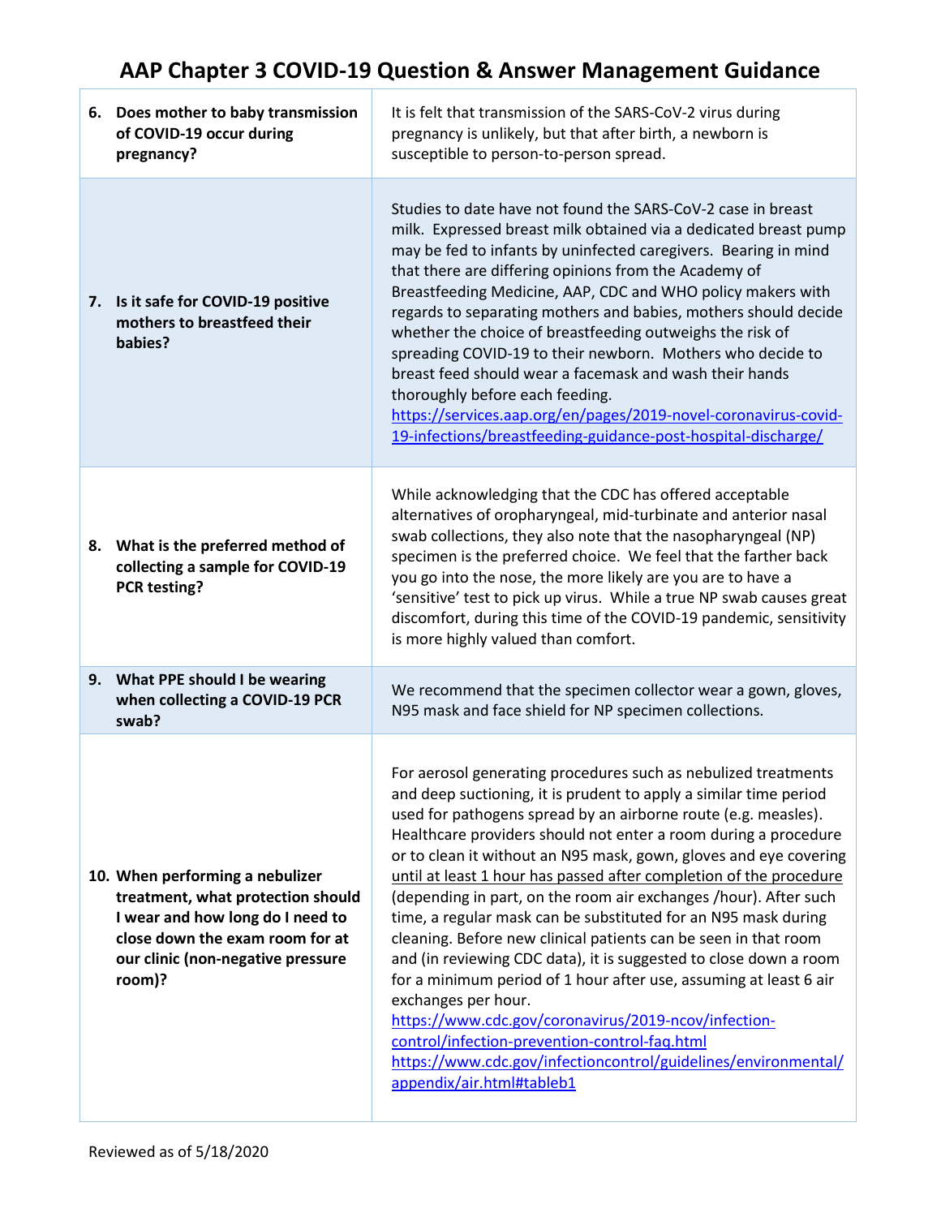# AAP Chapter 3 COVID-19 Question & Answer Management Guidance

| Question | Answer |
|---|---|
| **6. Does mother to baby transmission of COVID-19 occur during pregnancy?** | It is felt that transmission of the SARS-CoV-2 virus during pregnancy is unlikely, but that after birth, a newborn is susceptible to person-to-person spread. |
| **7. Is it safe for COVID-19 positive mothers to breastfeed their babies?** | Studies to date have not found the SARS-CoV-2 case in breast milk. Expressed breast milk obtained via a dedicated breast pump may be fed to infants by uninfected caregivers. Bearing in mind that there are differing opinions from the Academy of Breastfeeding Medicine, AAP, CDC and WHO policy makers with regards to separating mothers and babies, mothers should decide whether the choice of breastfeeding outweighs the risk of spreading COVID-19 to their newborn. Mothers who decide to breast feed should wear a facemask and wash their hands thoroughly before each feeding. https://services.aap.org/en/pages/2019-novel-coronavirus-covid-19-infections/breastfeeding-guidance-post-hospital-discharge/ |
| **8. What is the preferred method of collecting a sample for COVID-19 PCR testing?** | While acknowledging that the CDC has offered acceptable alternatives of oropharyngeal, mid-turbinate and anterior nasal swab collections, they also note that the nasopharyngeal (NP) specimen is the preferred choice. We feel that the farther back you go into the nose, the more likely are you are to have a 'sensitive' test to pick up virus. While a true NP swab causes great discomfort, during this time of the COVID-19 pandemic, sensitivity is more highly valued than comfort. |
| **9. What PPE should I be wearing when collecting a COVID-19 PCR swab?** | We recommend that the specimen collector wear a gown, gloves, N95 mask and face shield for NP specimen collections. |
| **10. When performing a nebulizer treatment, what protection should I wear and how long do I need to close down the exam room for at our clinic (non-negative pressure room)?** | For aerosol generating procedures such as nebulized treatments and deep suctioning, it is prudent to apply a similar time period used for pathogens spread by an airborne route (e.g. measles). Healthcare providers should not enter a room during a procedure or to clean it without an N95 mask, gown, gloves and eye covering <u>until at least 1 hour has passed after completion of the procedure</u> (depending in part, on the room air exchanges /hour). After such time, a regular mask can be substituted for an N95 mask during cleaning. Before new clinical patients can be seen in that room and (in reviewing CDC data), it is suggested to close down a room for a minimum period of 1 hour after use, assuming at least 6 air exchanges per hour. https://www.cdc.gov/coronavirus/2019-ncov/infection-control/infection-prevention-control-faq.html https://www.cdc.gov/infectioncontrol/guidelines/environmental/appendix/air.html#tableb1 |

Reviewed as of 5/18/2020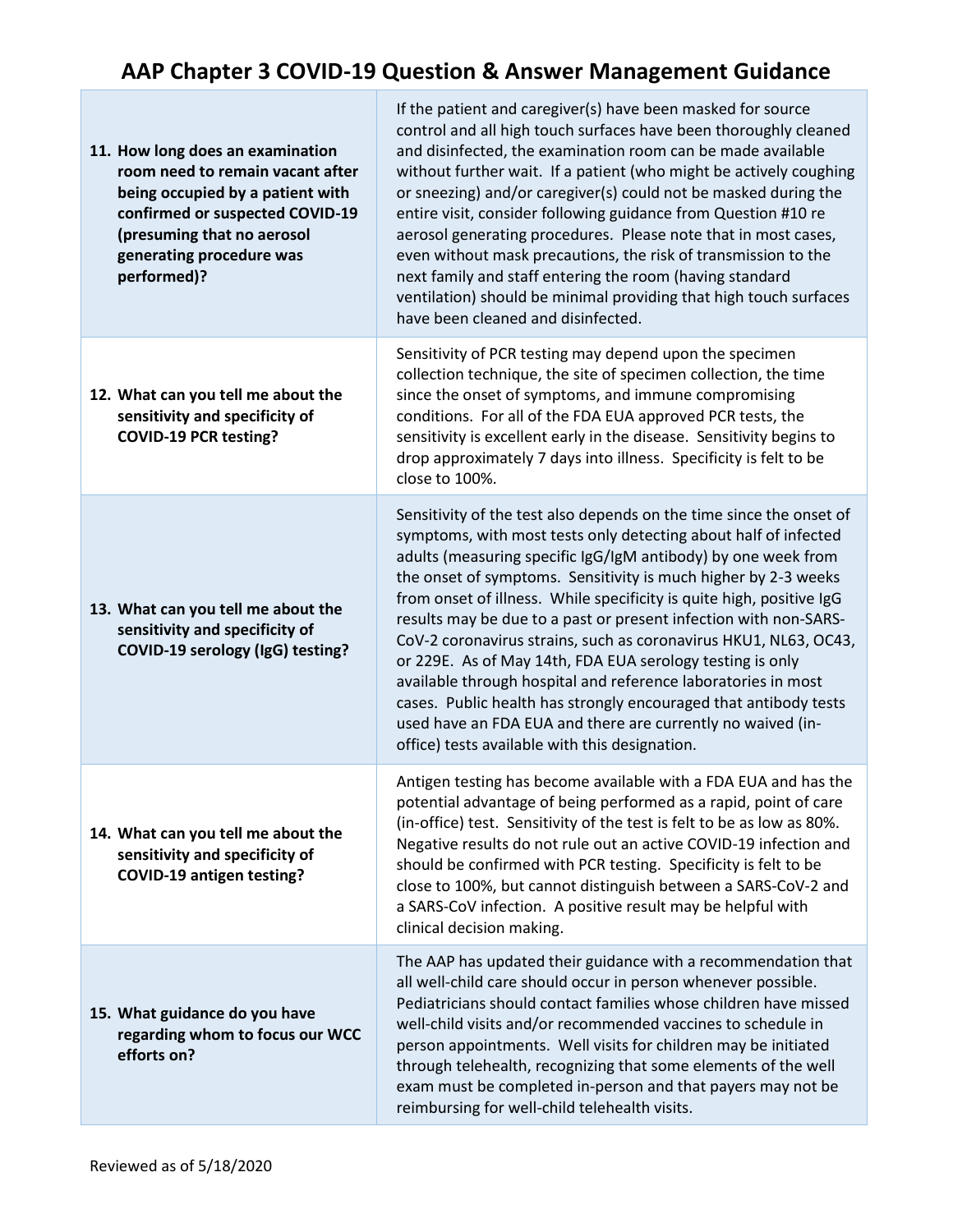# AAP Chapter 3 COVID-19 Question & Answer Management Guidance

| | |
|---|---|
| **11. How long does an examination room need to remain vacant after being occupied by a patient with confirmed or suspected COVID-19 (presuming that no aerosol generating procedure was performed)?** | If the patient and caregiver(s) have been masked for source control and all high touch surfaces have been thoroughly cleaned and disinfected, the examination room can be made available without further wait. If a patient (who might be actively coughing or sneezing) and/or caregiver(s) could not be masked during the entire visit, consider following guidance from Question #10 re aerosol generating procedures. Please note that in most cases, even without mask precautions, the risk of transmission to the next family and staff entering the room (having standard ventilation) should be minimal providing that high touch surfaces have been cleaned and disinfected. |
| **12. What can you tell me about the sensitivity and specificity of COVID-19 PCR testing?** | Sensitivity of PCR testing may depend upon the specimen collection technique, the site of specimen collection, the time since the onset of symptoms, and immune compromising conditions. For all of the FDA EUA approved PCR tests, the sensitivity is excellent early in the disease. Sensitivity begins to drop approximately 7 days into illness. Specificity is felt to be close to 100%. |
| **13. What can you tell me about the sensitivity and specificity of COVID-19 serology (IgG) testing?** | Sensitivity of the test also depends on the time since the onset of symptoms, with most tests only detecting about half of infected adults (measuring specific IgG/IgM antibody) by one week from the onset of symptoms. Sensitivity is much higher by 2-3 weeks from onset of illness. While specificity is quite high, positive IgG results may be due to a past or present infection with non-SARS-CoV-2 coronavirus strains, such as coronavirus HKU1, NL63, OC43, or 229E. As of May 14th, FDA EUA serology testing is only available through hospital and reference laboratories in most cases. Public health has strongly encouraged that antibody tests used have an FDA EUA and there are currently no waived (in-office) tests available with this designation. |
| **14. What can you tell me about the sensitivity and specificity of COVID-19 antigen testing?** | Antigen testing has become available with a FDA EUA and has the potential advantage of being performed as a rapid, point of care (in-office) test. Sensitivity of the test is felt to be as low as 80%. Negative results do not rule out an active COVID-19 infection and should be confirmed with PCR testing. Specificity is felt to be close to 100%, but cannot distinguish between a SARS-CoV-2 and a SARS-CoV infection. A positive result may be helpful with clinical decision making. |
| **15. What guidance do you have regarding whom to focus our WCC efforts on?** | The AAP has updated their guidance with a recommendation that all well-child care should occur in person whenever possible. Pediatricians should contact families whose children have missed well-child visits and/or recommended vaccines to schedule in person appointments. Well visits for children may be initiated through telehealth, recognizing that some elements of the well exam must be completed in-person and that payers may not be reimbursing for well-child telehealth visits. |

Reviewed as of 5/18/2020